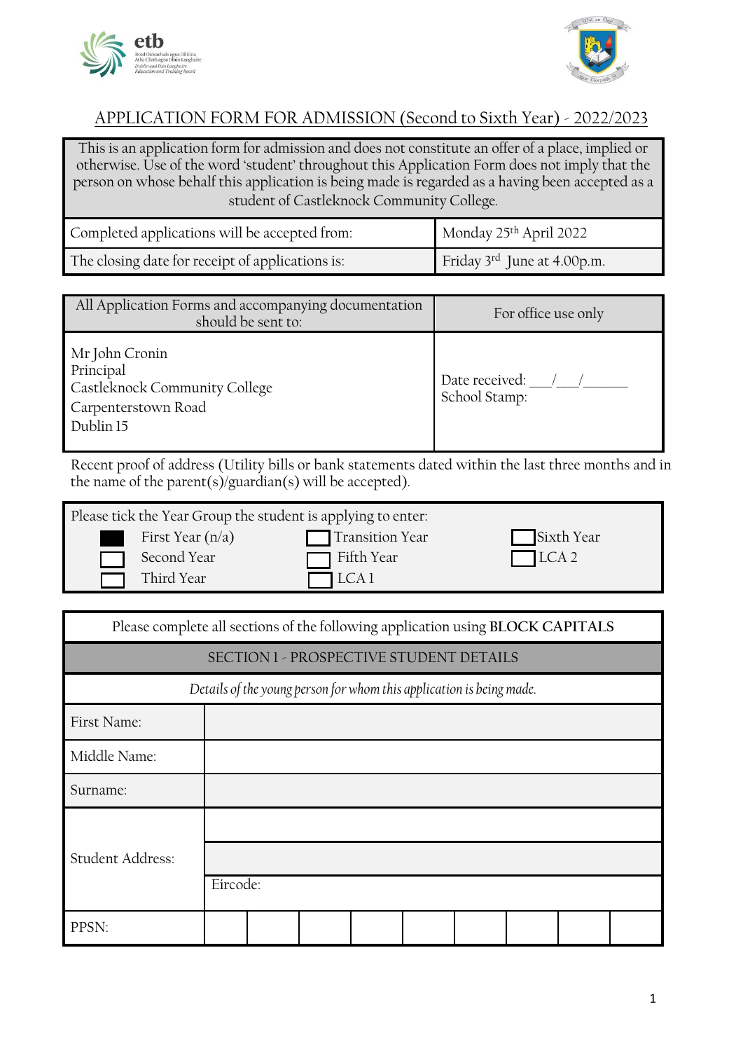## APPLICATION FORM FOR ADMISSION (Second to Sixth Year) - 2022/2023

| This is an application form for admission and does not constitute an offer of a place, implied or otherwise. Use of the word 'student' throughout this Application Form does not imply that the person on whose behalf this application is being made is regarded as a having been accepted as a student of Castleknock Community College. | |
|---|---|
| Completed applications will be accepted from: | Monday 25th April 2022 |
| The closing date for receipt of applications is: | Friday 3rd June at 4.00p.m. |

| All Application Forms and accompanying documentation should be sent to: | For office use only |
|---|---|
| Mr John Cronin<br>Principal<br>Castleknock Community College<br>Carpenterstown Road<br>Dublin 15 | Date received: \_\_\_/\_\_\_/\_\_\_\_\_\_<br>School Stamp: |

Recent proof of address (Utility bills or bank statements dated within the last three months and in the name of the parent(s)/guardian(s) will be accepted).

Please tick the Year Group the student is applying to enter:

| | | |
|---|---|---|
| ■ First Year (n/a) | ☐ Transition Year | ☐ Sixth Year |
| ☐ Second Year | ☐ Fifth Year | ☐ LCA 2 |
| ☐ Third Year | ☐ LCA 1 | |

Please complete all sections of the following application using **BLOCK CAPITALS**

| SECTION 1 - PROSPECTIVE STUDENT DETAILS | |
|---|---|
| *Details of the young person for whom this application is being made.* | |
| First Name: | |
| Middle Name: | |
| Surname: | |
| Student Address: | |
| | |
| | Eircode: |
| PPSN: | |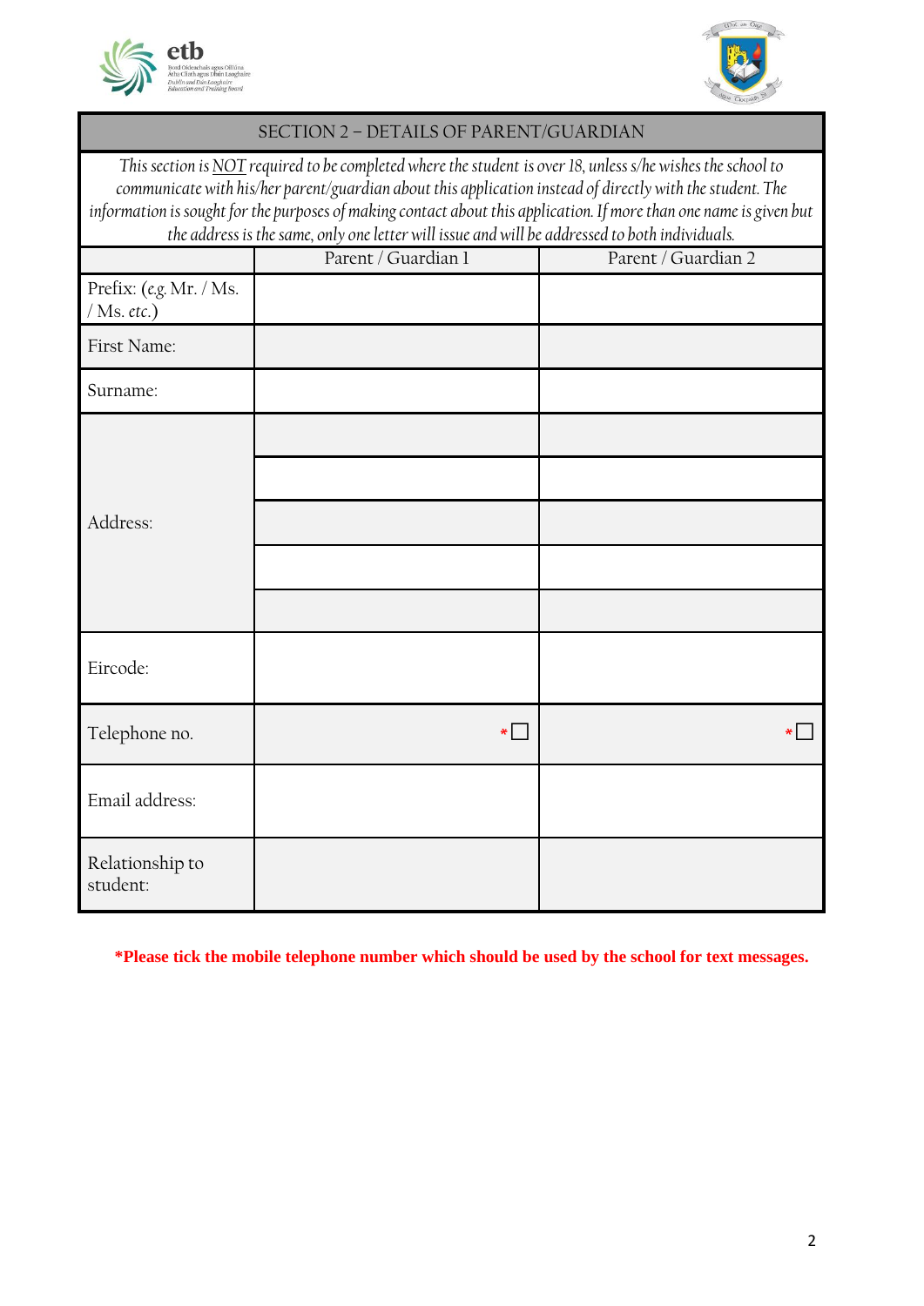## SECTION 2 – DETAILS OF PARENT/GUARDIAN

*This section is NOT required to be completed where the student is over 18, unless s/he wishes the school to communicate with his/her parent/guardian about this application instead of directly with the student. The information is sought for the purposes of making contact about this application. If more than one name is given but the address is the same, only one letter will issue and will be addressed to both individuals.*

| | Parent / Guardian 1 | Parent / Guardian 2 |
|---|---|---|
| Prefix: (*e.g.* Mr. / Ms. / Ms. *etc.*) | | |
| First Name: | | |
| Surname: | | |
| Address: | | |
| | | |
| | | |
| | | |
| | | |
| Eircode: | | |
| Telephone no. | * ☐ | * ☐ |
| Email address: | | |
| Relationship to student: | | |

**\*Please tick the mobile telephone number which should be used by the school for text messages.**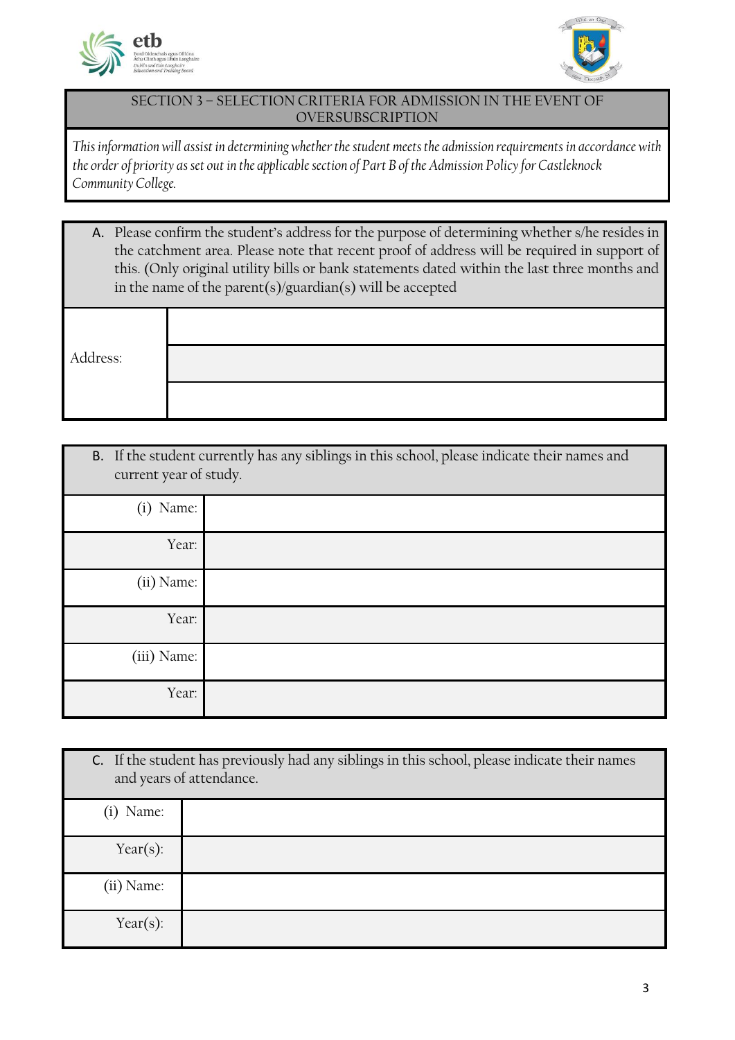## SECTION 3 – SELECTION CRITERIA FOR ADMISSION IN THE EVENT OF OVERSUBSCRIPTION

*This information will assist in determining whether the student meets the admission requirements in accordance with the order of priority as set out in the applicable section of Part B of the Admission Policy for Castleknock Community College.*

A. Please confirm the student's address for the purpose of determining whether s/he resides in the catchment area. Please note that recent proof of address will be required in support of this. (Only original utility bills or bank statements dated within the last three months and in the name of the parent(s)/guardian(s) will be accepted

| Address: | |
|---|---|
| | |
| | |

B. If the student currently has any siblings in this school, please indicate their names and current year of study.

| | |
|---|---|
| (i) Name: | |
| Year: | |
| (ii) Name: | |
| Year: | |
| (iii) Name: | |
| Year: | |

C. If the student has previously had any siblings in this school, please indicate their names and years of attendance.

| | |
|---|---|
| (i) Name: | |
| Year(s): | |
| (ii) Name: | |
| Year(s): | |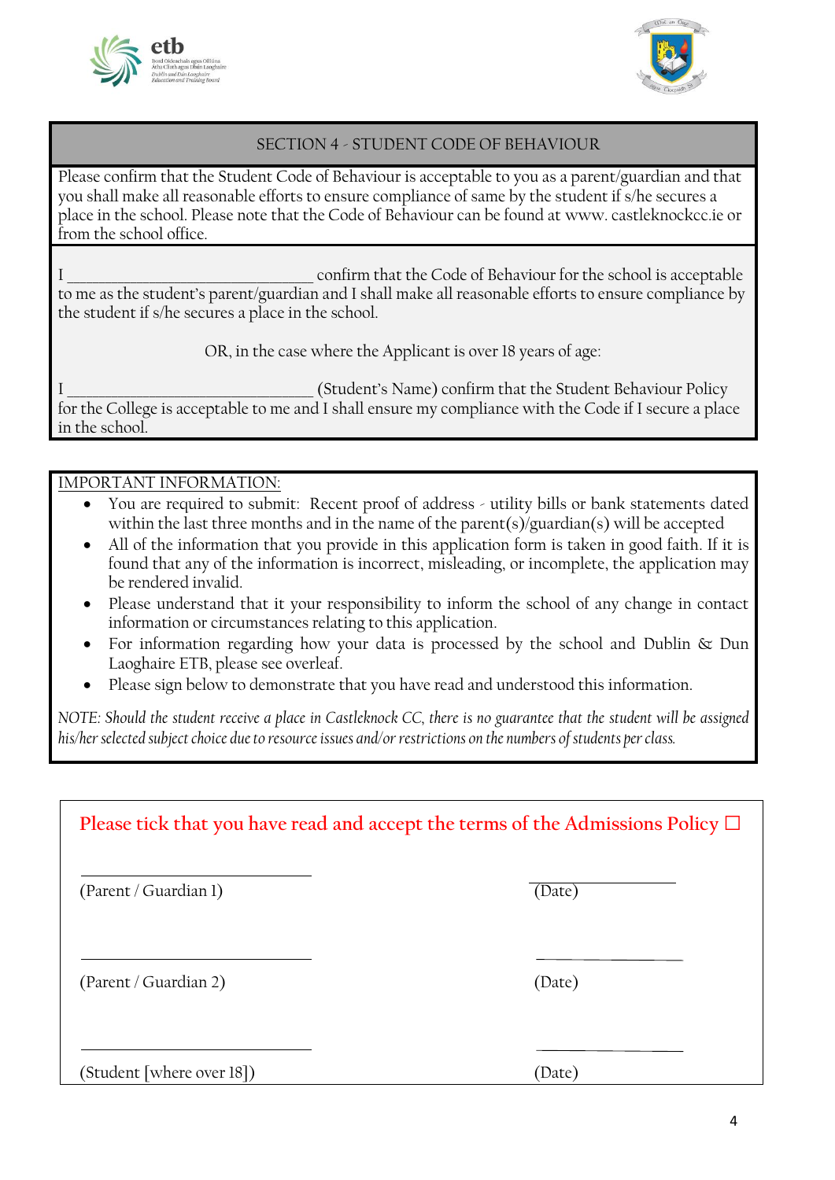## SECTION 4 - STUDENT CODE OF BEHAVIOUR

Please confirm that the Student Code of Behaviour is acceptable to you as a parent/guardian and that you shall make all reasonable efforts to ensure compliance of same by the student if s/he secures a place in the school. Please note that the Code of Behaviour can be found at www. castleknockcc.ie or from the school office.

I ________________________________ confirm that the Code of Behaviour for the school is acceptable to me as the student's parent/guardian and I shall make all reasonable efforts to ensure compliance by the student if s/he secures a place in the school.

OR, in the case where the Applicant is over 18 years of age:

I ________________________________ (Student's Name) confirm that the Student Behaviour Policy for the College is acceptable to me and I shall ensure my compliance with the Code if I secure a place in the school.

IMPORTANT INFORMATION:

- You are required to submit: Recent proof of address - utility bills or bank statements dated within the last three months and in the name of the parent(s)/guardian(s) will be accepted
- All of the information that you provide in this application form is taken in good faith. If it is found that any of the information is incorrect, misleading, or incomplete, the application may be rendered invalid.
- Please understand that it your responsibility to inform the school of any change in contact information or circumstances relating to this application.
- For information regarding how your data is processed by the school and Dublin & Dun Laoghaire ETB, please see overleaf.
- Please sign below to demonstrate that you have read and understood this information.

*NOTE: Should the student receive a place in Castleknock CC, there is no guarantee that the student will be assigned his/her selected subject choice due to resource issues and/or restrictions on the numbers of students per class.*

Please tick that you have read and accept the terms of the Admissions Policy ☐

| ______________________ | ______________ |
|---|---|
| (Parent / Guardian 1) | (Date) |
| ______________________ | ______________ |
| (Parent / Guardian 2) | (Date) |
| ______________________ | ______________ |
| (Student [where over 18]) | (Date) |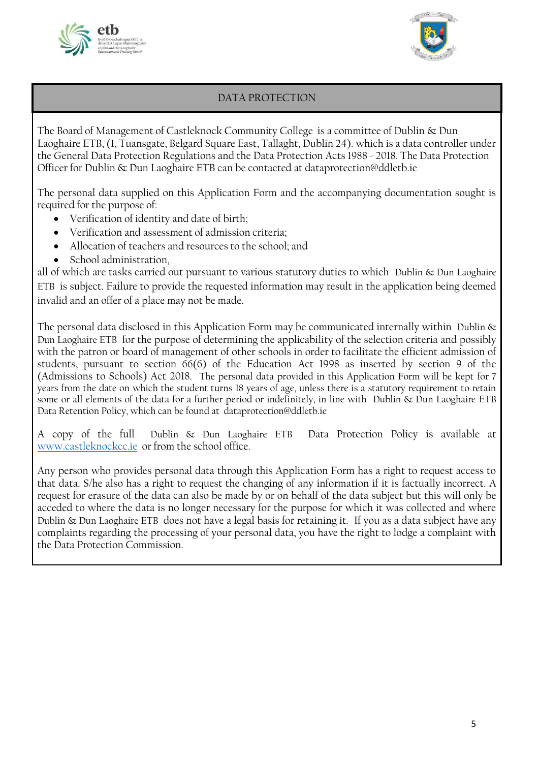## DATA PROTECTION

The Board of Management of Castleknock Community College is a committee of Dublin & Dun Laoghaire ETB, (1, Tuansgate, Belgard Square East, Tallaght, Dublin 24). which is a data controller under the General Data Protection Regulations and the Data Protection Acts 1988 - 2018. The Data Protection Officer for Dublin & Dun Laoghaire ETB can be contacted at dataprotection@ddletb.ie

The personal data supplied on this Application Form and the accompanying documentation sought is required for the purpose of:

- Verification of identity and date of birth;
- Verification and assessment of admission criteria;
- Allocation of teachers and resources to the school; and
- School administration,

all of which are tasks carried out pursuant to various statutory duties to which Dublin & Dun Laoghaire ETB is subject. Failure to provide the requested information may result in the application being deemed invalid and an offer of a place may not be made.

The personal data disclosed in this Application Form may be communicated internally within Dublin & Dun Laoghaire ETB for the purpose of determining the applicability of the selection criteria and possibly with the patron or board of management of other schools in order to facilitate the efficient admission of students, pursuant to section 66(6) of the Education Act 1998 as inserted by section 9 of the (Admissions to Schools) Act 2018. The personal data provided in this Application Form will be kept for 7 years from the date on which the student turns 18 years of age, unless there is a statutory requirement to retain some or all elements of the data for a further period or indefinitely, in line with Dublin & Dun Laoghaire ETB Data Retention Policy, which can be found at dataprotection@ddletb.ie

A copy of the full Dublin & Dun Laoghaire ETB Data Protection Policy is available at www.castleknockcc.ie or from the school office.

Any person who provides personal data through this Application Form has a right to request access to that data. S/he also has a right to request the changing of any information if it is factually incorrect. A request for erasure of the data can also be made by or on behalf of the data subject but this will only be acceded to where the data is no longer necessary for the purpose for which it was collected and where Dublin & Dun Laoghaire ETB does not have a legal basis for retaining it. If you as a data subject have any complaints regarding the processing of your personal data, you have the right to lodge a complaint with the Data Protection Commission.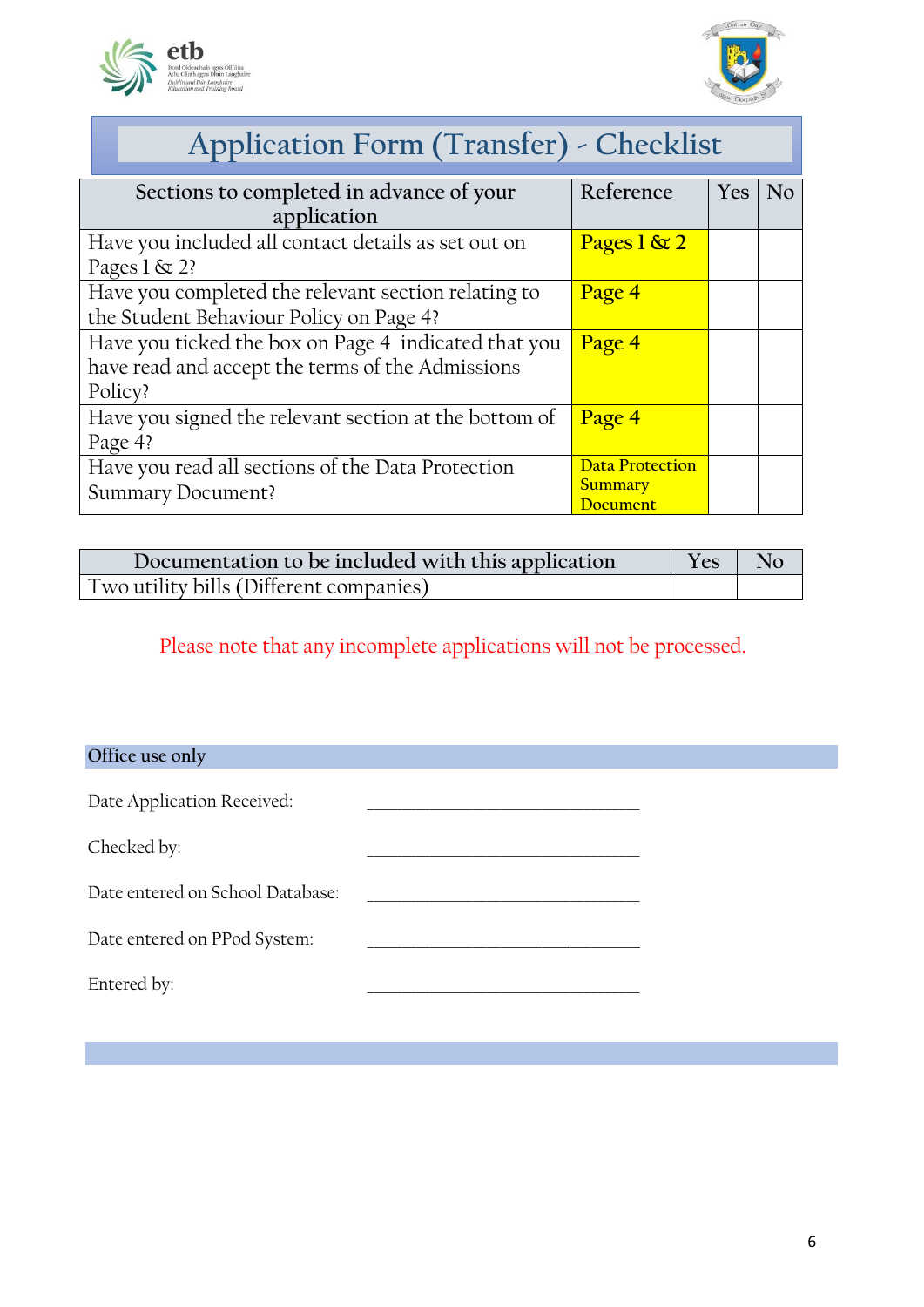# Application Form (Transfer) - Checklist

| Sections to completed in advance of your application | Reference | Yes | No |
| --- | --- | --- | --- |
| Have you included all contact details as set out on Pages 1 & 2? | Pages 1 & 2 | | |
| Have you completed the relevant section relating to the Student Behaviour Policy on Page 4? | Page 4 | | |
| Have you ticked the box on Page 4 indicated that you have read and accept the terms of the Admissions Policy? | Page 4 | | |
| Have you signed the relevant section at the bottom of Page 4? | Page 4 | | |
| Have you read all sections of the Data Protection Summary Document? | Data Protection Summary Document | | |

| Documentation to be included with this application | Yes | No |
| --- | --- | --- |
| Two utility bills (Different companies) | | |

Please note that any incomplete applications will not be processed.

**Office use only**

Date Application Received: ______________________________

Checked by: ______________________________

Date entered on School Database: ______________________________

Date entered on PPod System: ______________________________

Entered by: ______________________________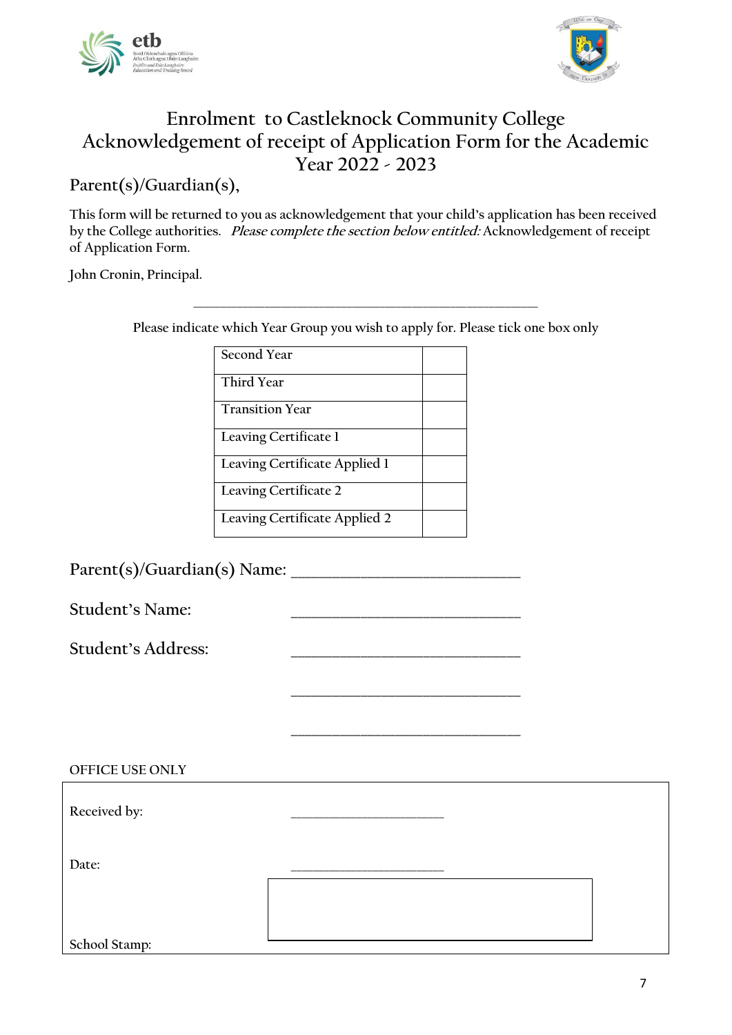# Enrolment to Castleknock Community College
# Acknowledgement of receipt of Application Form for the Academic Year 2022 - 2023

## Parent(s)/Guardian(s),

This form will be returned to you as acknowledgement that your child's application has been received by the College authorities. *Please complete the section below entitled:* Acknowledgement of receipt of Application Form.

John Cronin, Principal.

---

Please indicate which Year Group you wish to apply for. Please tick one box only

| | |
|---|---|
| Second Year | |
| Third Year | |
| Transition Year | |
| Leaving Certificate 1 | |
| Leaving Certificate Applied 1 | |
| Leaving Certificate 2 | |
| Leaving Certificate Applied 2 | |

Parent(s)/Guardian(s) Name: ______________________________

Student's Name: ______________________________

Student's Address: ______________________________

______________________________

______________________________

OFFICE USE ONLY

Received by: ____________________

Date: ____________________

School Stamp: